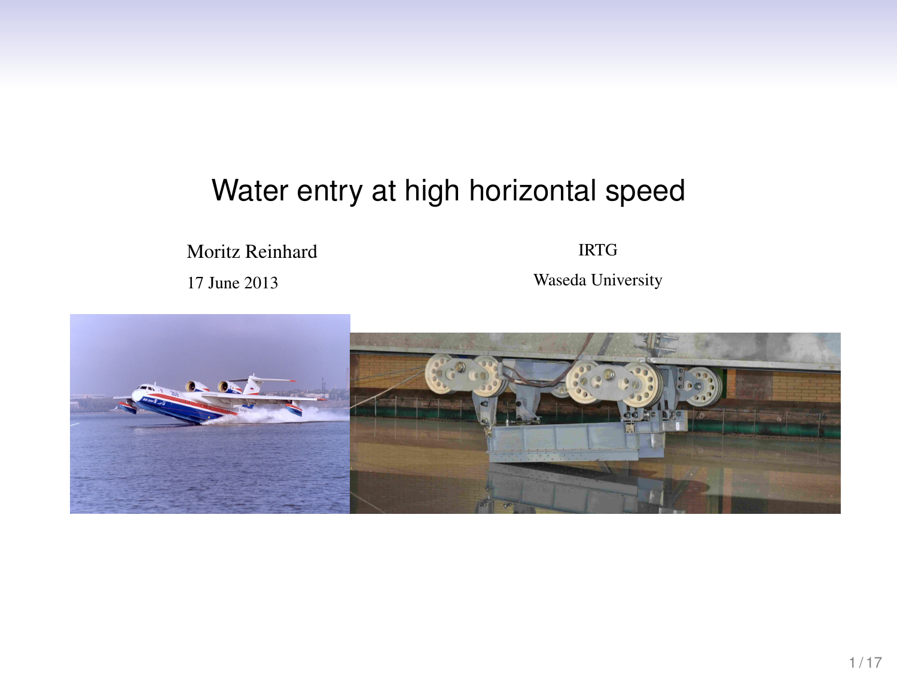# Water entry at high horizontal speed

Moritz Reinhard

17 June 2013

IRTG

Waseda University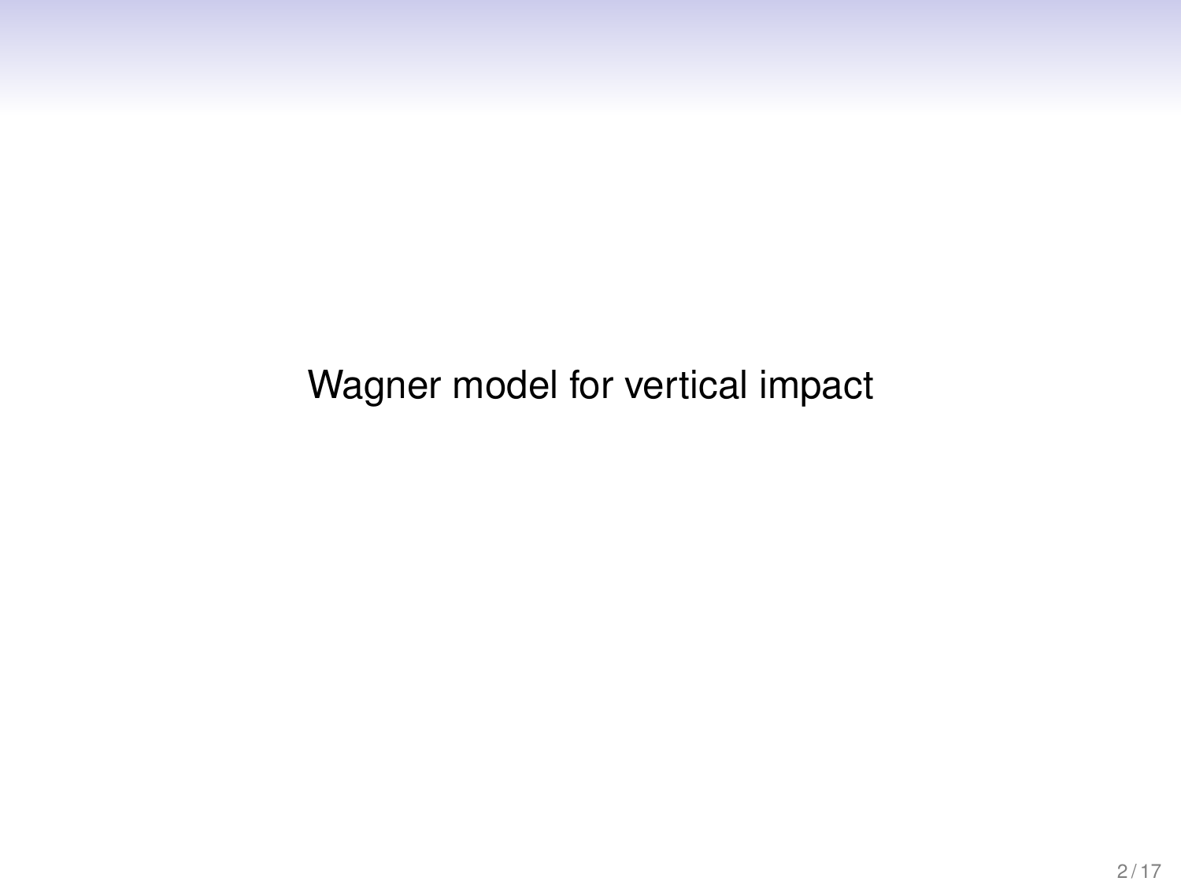# Wagner model for vertical impact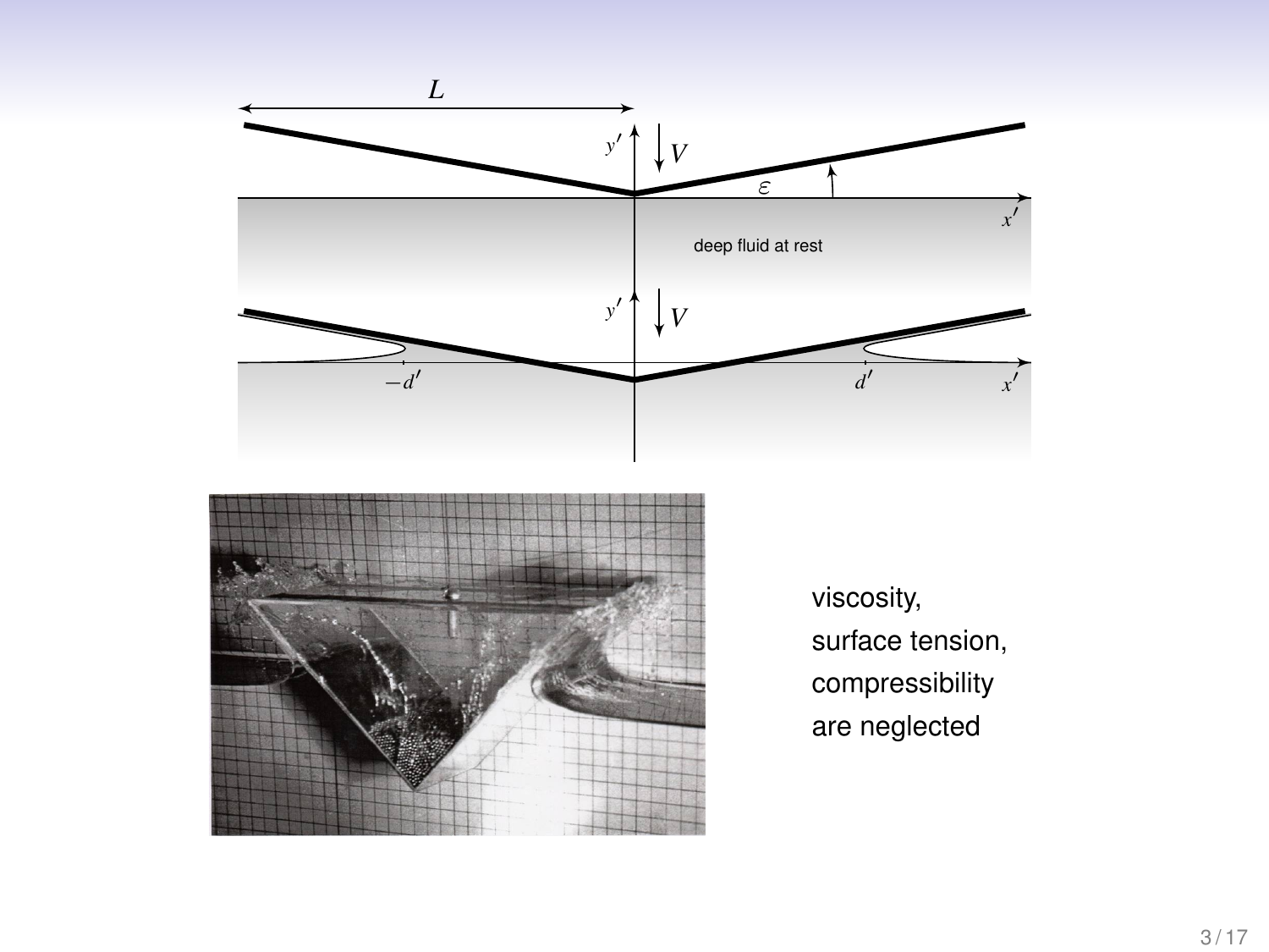viscosity,
surface tension,
compressibility
are neglected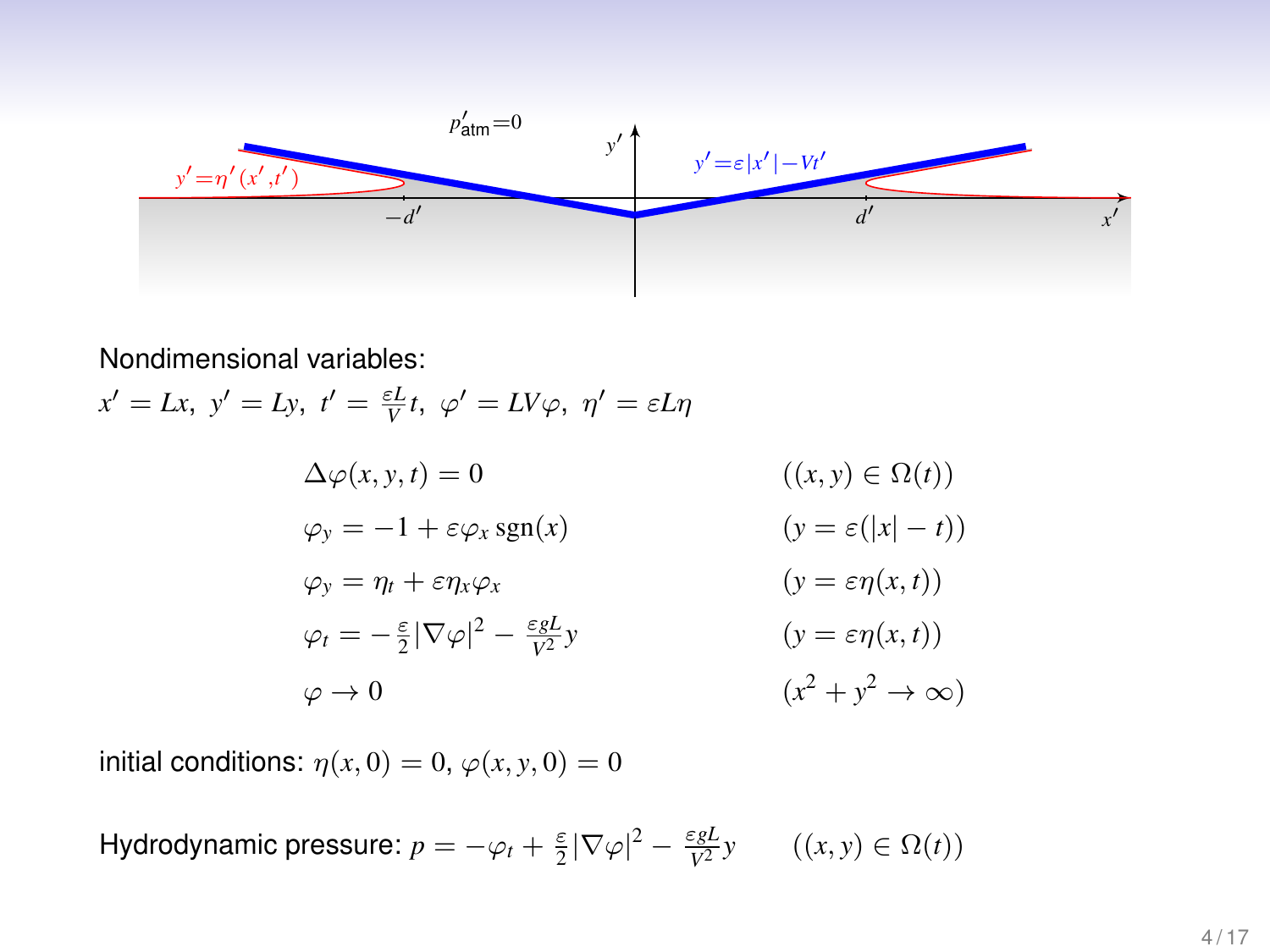Nondimensional variables:

$x' = Lx,\ y' = Ly,\ t' = \frac{\varepsilon L}{V} t,\ \varphi' = LV\varphi,\ \eta' = \varepsilon L \eta$

$$
\begin{aligned}
&\Delta\varphi(x,y,t) = 0 && ((x,y) \in \Omega(t)) \\
&\varphi_y = -1 + \varepsilon \varphi_x \operatorname{sgn}(x) && (y = \varepsilon(|x| - t)) \\
&\varphi_y = \eta_t + \varepsilon \eta_x \varphi_x && (y = \varepsilon\eta(x,t)) \\
&\varphi_t = -\tfrac{\varepsilon}{2}|\nabla\varphi|^2 - \tfrac{\varepsilon g L}{V^2} y && (y = \varepsilon\eta(x,t)) \\
&\varphi \to 0 && (x^2 + y^2 \to \infty)
\end{aligned}
$$

initial conditions: $\eta(x,0) = 0$, $\varphi(x,y,0) = 0$

Hydrodynamic pressure: $p = -\varphi_t + \frac{\varepsilon}{2}|\nabla\varphi|^2 - \frac{\varepsilon g L}{V^2} y \qquad ((x,y) \in \Omega(t))$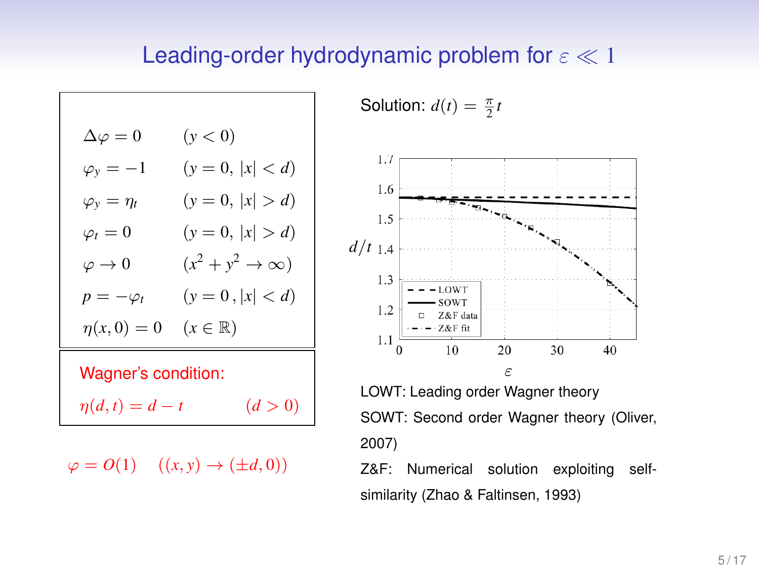# Leading-order hydrodynamic problem for $\varepsilon \ll 1$

$$
\begin{array}{ll}
\Delta\varphi = 0 & (y < 0) \\
\varphi_y = -1 & (y = 0,\ |x| < d) \\
\varphi_y = \eta_t & (y = 0,\ |x| > d) \\
\varphi_t = 0 & (y = 0,\ |x| > d) \\
\varphi \to 0 & (x^2 + y^2 \to \infty) \\
p = -\varphi_t & (y = 0\,,\ |x| < d) \\
\eta(x, 0) = 0 & (x \in \mathbb{R})
\end{array}
$$

**Wagner's condition:**

$$\eta(d, t) = d - t \qquad (d > 0)$$

$$\varphi = O(1) \quad ((x, y) \to (\pm d, 0))$$

Solution: $d(t) = \frac{\pi}{2} t$

LOWT: Leading order Wagner theory

SOWT: Second order Wagner theory (Oliver, 2007)

Z&F: Numerical solution exploiting self-similarity (Zhao & Faltinsen, 1993)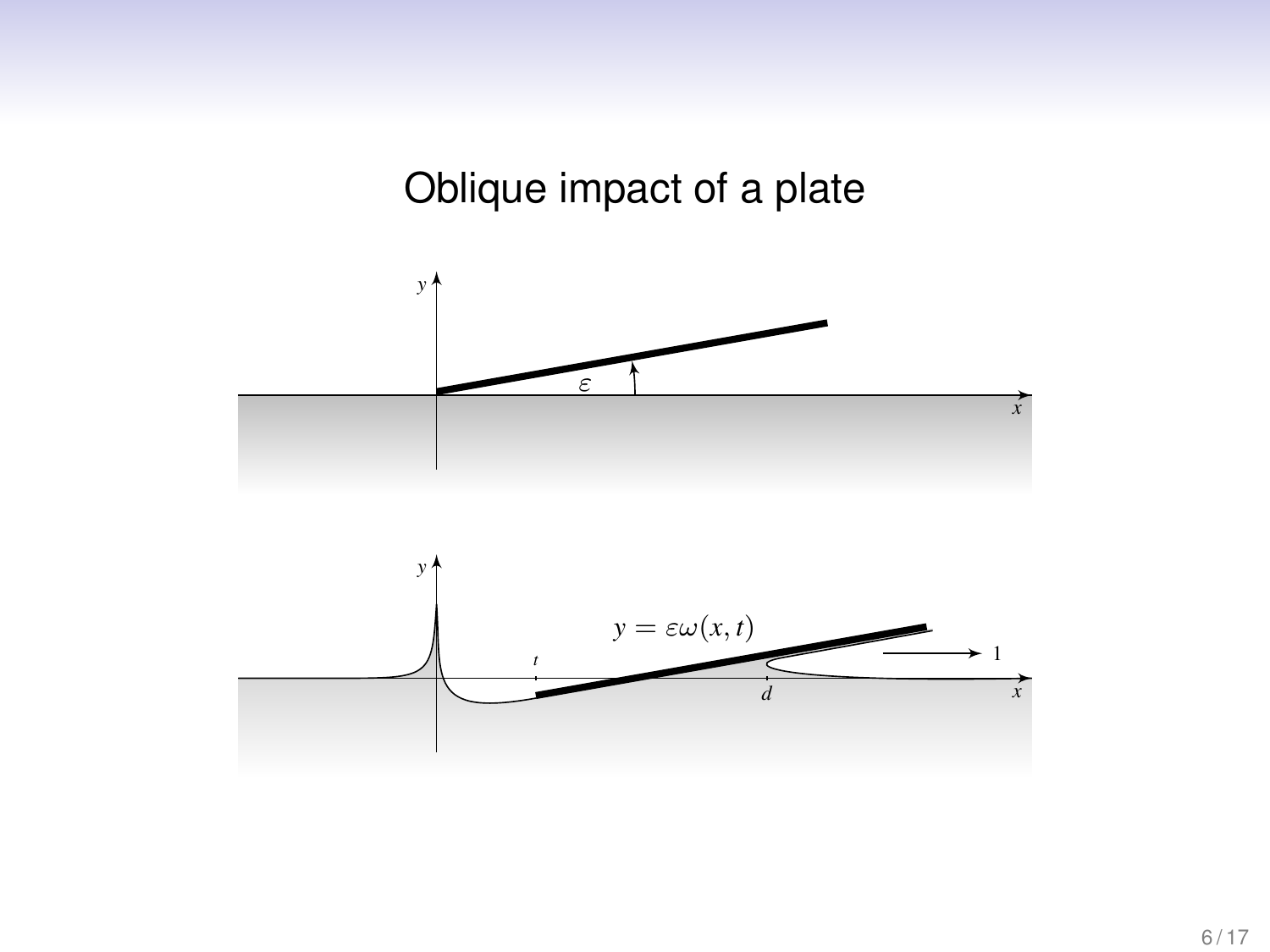# Oblique impact of a plate

$y$

$\varepsilon$

$x$

$y$

$y = \varepsilon\omega(x, t)$

$t$

$d$

$1$

$x$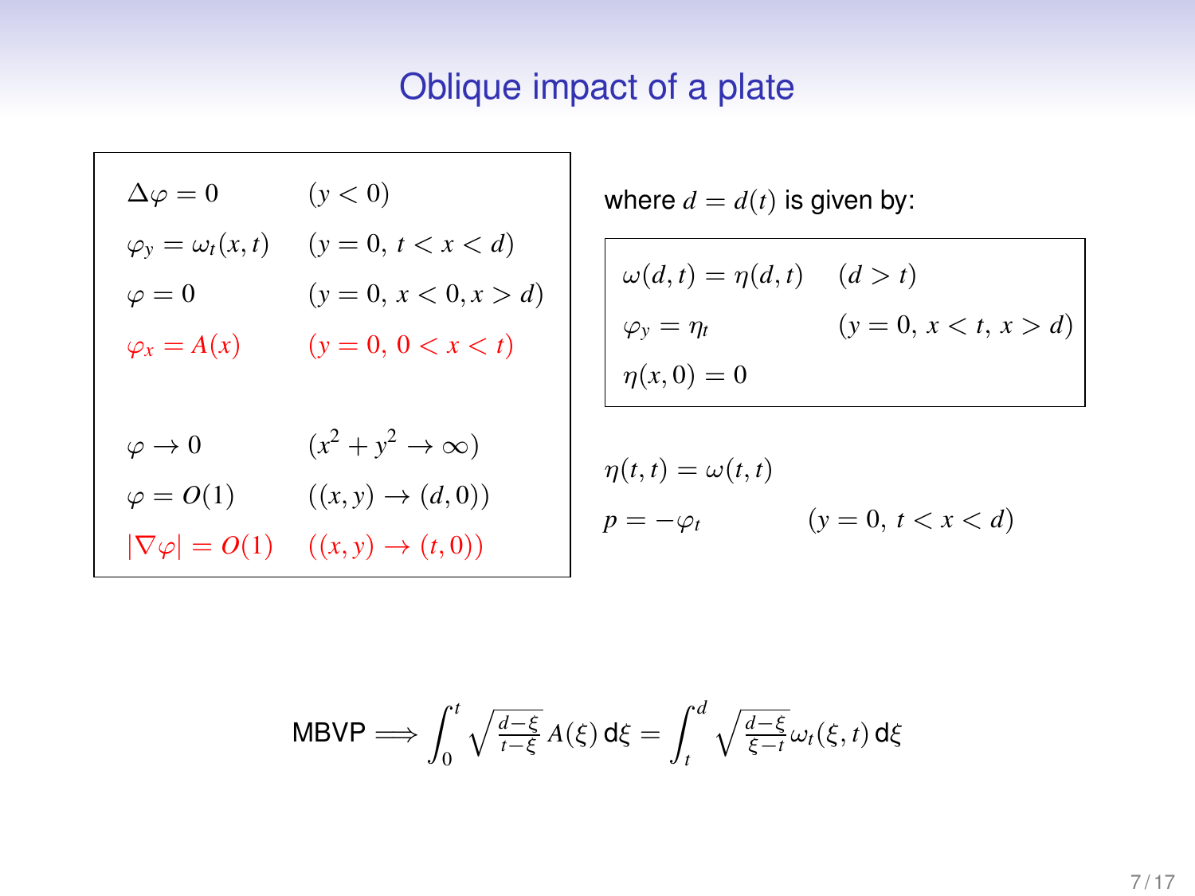# Oblique impact of a plate

$$
\begin{array}{ll}
\Delta\varphi = 0 & (y < 0) \\
\varphi_y = \omega_t(x,t) & (y = 0,\ t < x < d) \\
\varphi = 0 & (y = 0,\ x < 0, x > d) \\
\varphi_x = A(x) & (y = 0,\ 0 < x < t) \\
 & \\
\varphi \to 0 & (x^2 + y^2 \to \infty) \\
\varphi = O(1) & ((x,y) \to (d,0)) \\
|\nabla\varphi| = O(1) & ((x,y) \to (t,0))
\end{array}
$$

where $d = d(t)$ is given by:

$$
\begin{array}{ll}
\omega(d,t) = \eta(d,t) & (d > t) \\
\varphi_y = \eta_t & (y = 0,\ x < t,\ x > d) \\
\eta(x,0) = 0 &
\end{array}
$$

$$
\eta(t,t) = \omega(t,t)
$$

$$
p = -\varphi_t \qquad (y = 0,\ t < x < d)
$$

$$
\text{MBVP} \Longrightarrow \int_0^t \sqrt{\tfrac{d-\xi}{t-\xi}}\, A(\xi)\, \mathrm{d}\xi = \int_t^d \sqrt{\tfrac{d-\xi}{\xi-t}}\, \omega_t(\xi,t)\, \mathrm{d}\xi
$$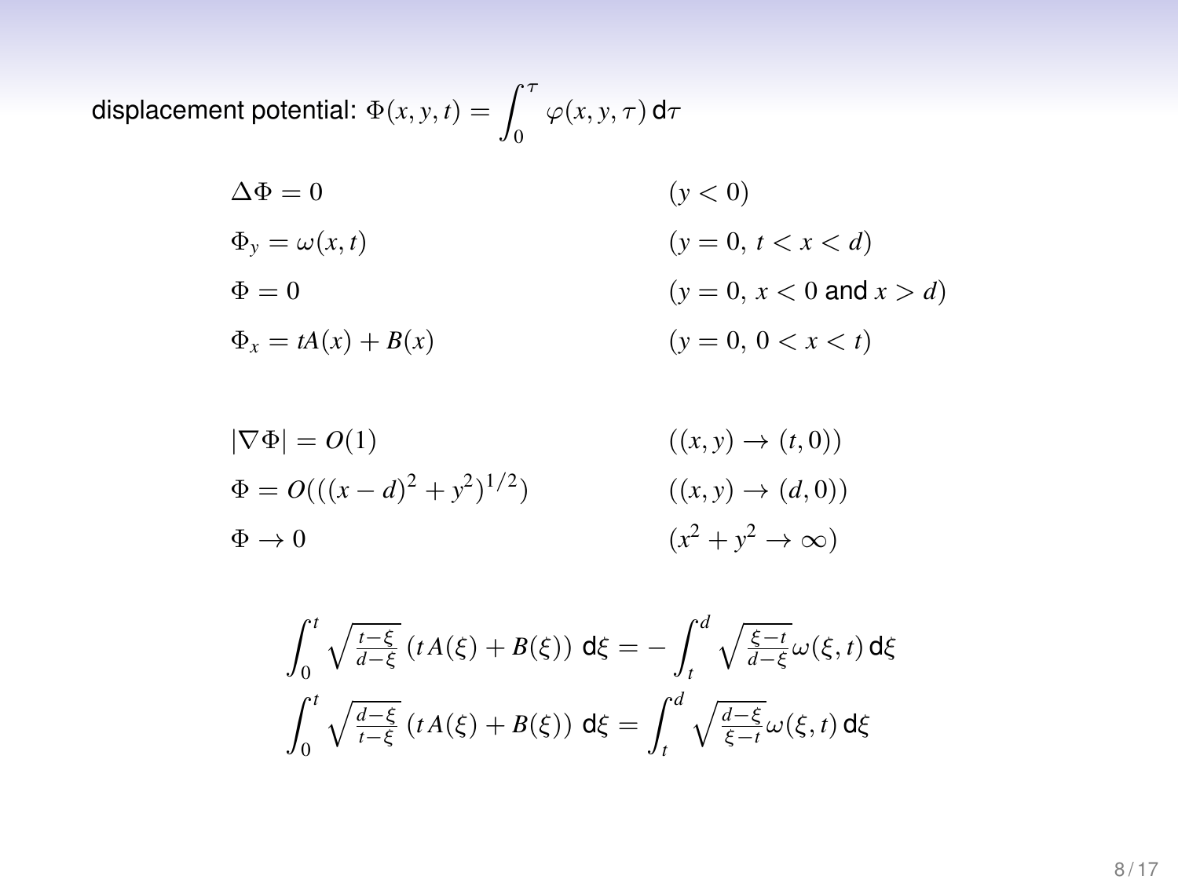displacement potential: $\Phi(x, y, t) = \displaystyle\int_0^\tau \varphi(x, y, \tau)\, \mathsf{d}\tau$

$$
\begin{aligned}
&\Delta\Phi = 0 && (y < 0)\\
&\Phi_y = \omega(x, t) && (y = 0,\ t < x < d)\\
&\Phi = 0 && (y = 0,\ x < 0 \text{ and } x > d)\\
&\Phi_x = tA(x) + B(x) && (y = 0,\ 0 < x < t)
\end{aligned}
$$

$$
\begin{aligned}
&|\nabla\Phi| = O(1) && ((x, y) \to (t, 0))\\
&\Phi = O(((x - d)^2 + y^2)^{1/2}) && ((x, y) \to (d, 0))\\
&\Phi \to 0 && (x^2 + y^2 \to \infty)
\end{aligned}
$$

$$
\int_0^t \sqrt{\tfrac{t-\xi}{d-\xi}}\,(tA(\xi) + B(\xi))\;\mathsf{d}\xi = -\int_t^d \sqrt{\tfrac{\xi-t}{d-\xi}}\omega(\xi, t)\,\mathsf{d}\xi
$$

$$
\int_0^t \sqrt{\tfrac{d-\xi}{t-\xi}}\,(tA(\xi) + B(\xi))\;\mathsf{d}\xi = \int_t^d \sqrt{\tfrac{d-\xi}{\xi-t}}\omega(\xi, t)\,\mathsf{d}\xi
$$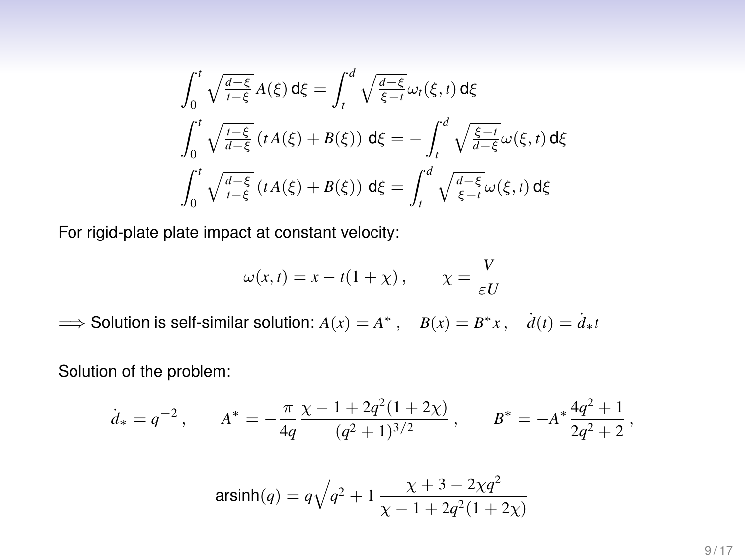$$\int_0^t \sqrt{\tfrac{d-\xi}{t-\xi}}\, A(\xi)\, \mathsf{d}\xi = \int_t^d \sqrt{\tfrac{d-\xi}{\xi-t}}\omega_t(\xi,t)\, \mathsf{d}\xi$$

$$\int_0^t \sqrt{\tfrac{t-\xi}{d-\xi}}\, \left(tA(\xi) + B(\xi)\right)\, \mathsf{d}\xi = -\int_t^d \sqrt{\tfrac{\xi-t}{d-\xi}}\omega(\xi,t)\, \mathsf{d}\xi$$

$$\int_0^t \sqrt{\tfrac{d-\xi}{t-\xi}}\, \left(tA(\xi) + B(\xi)\right)\, \mathsf{d}\xi = \int_t^d \sqrt{\tfrac{d-\xi}{\xi-t}}\omega(\xi,t)\, \mathsf{d}\xi$$

For rigid-plate plate impact at constant velocity:

$$\omega(x,t) = x - t(1+\chi)\,, \qquad \chi = \frac{V}{\varepsilon U}$$

$\implies$ Solution is self-similar solution: $A(x) = A^*\,, \quad B(x) = B^* x\,, \quad \dot{d}(t) = \dot{d}_* t$

Solution of the problem:

$$\dot{d}_* = q^{-2}\,, \qquad A^* = -\frac{\pi}{4q}\,\frac{\chi - 1 + 2q^2(1+2\chi)}{(q^2+1)^{3/2}}\,, \qquad B^* = -A^*\,\frac{4q^2+1}{2q^2+2}\,,$$

$$\mathsf{arsinh}(q) = q\sqrt{q^2+1}\;\frac{\chi + 3 - 2\chi q^2}{\chi - 1 + 2q^2(1+2\chi)}$$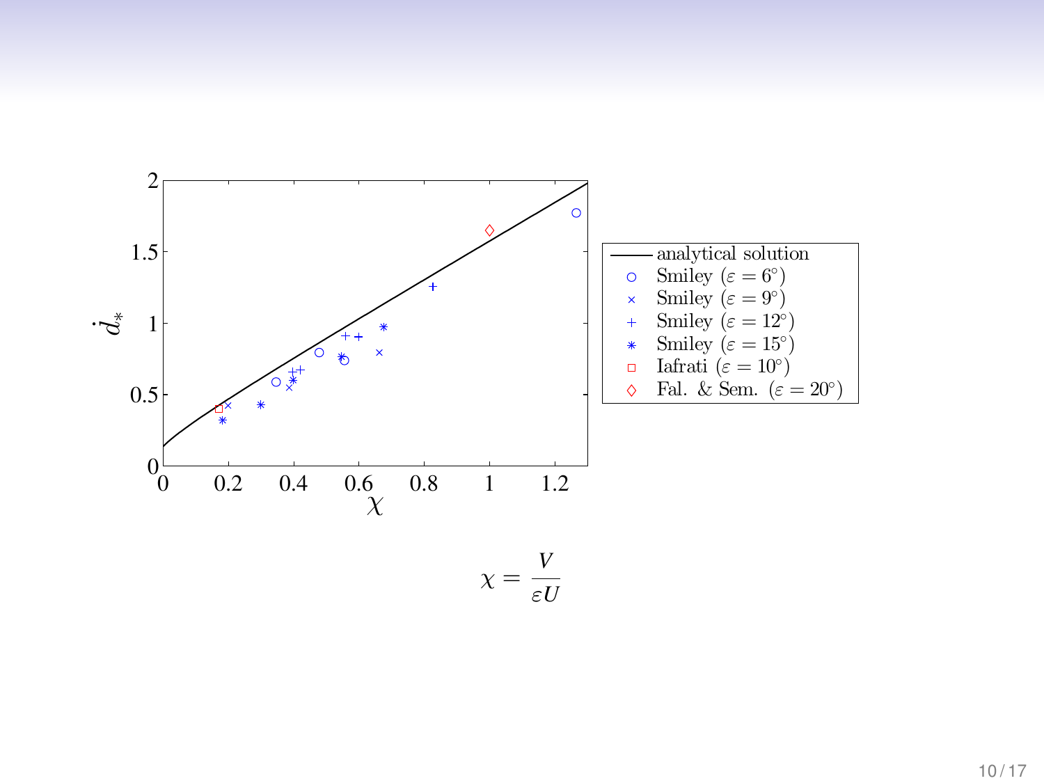$$\chi = \frac{V}{\varepsilon U}$$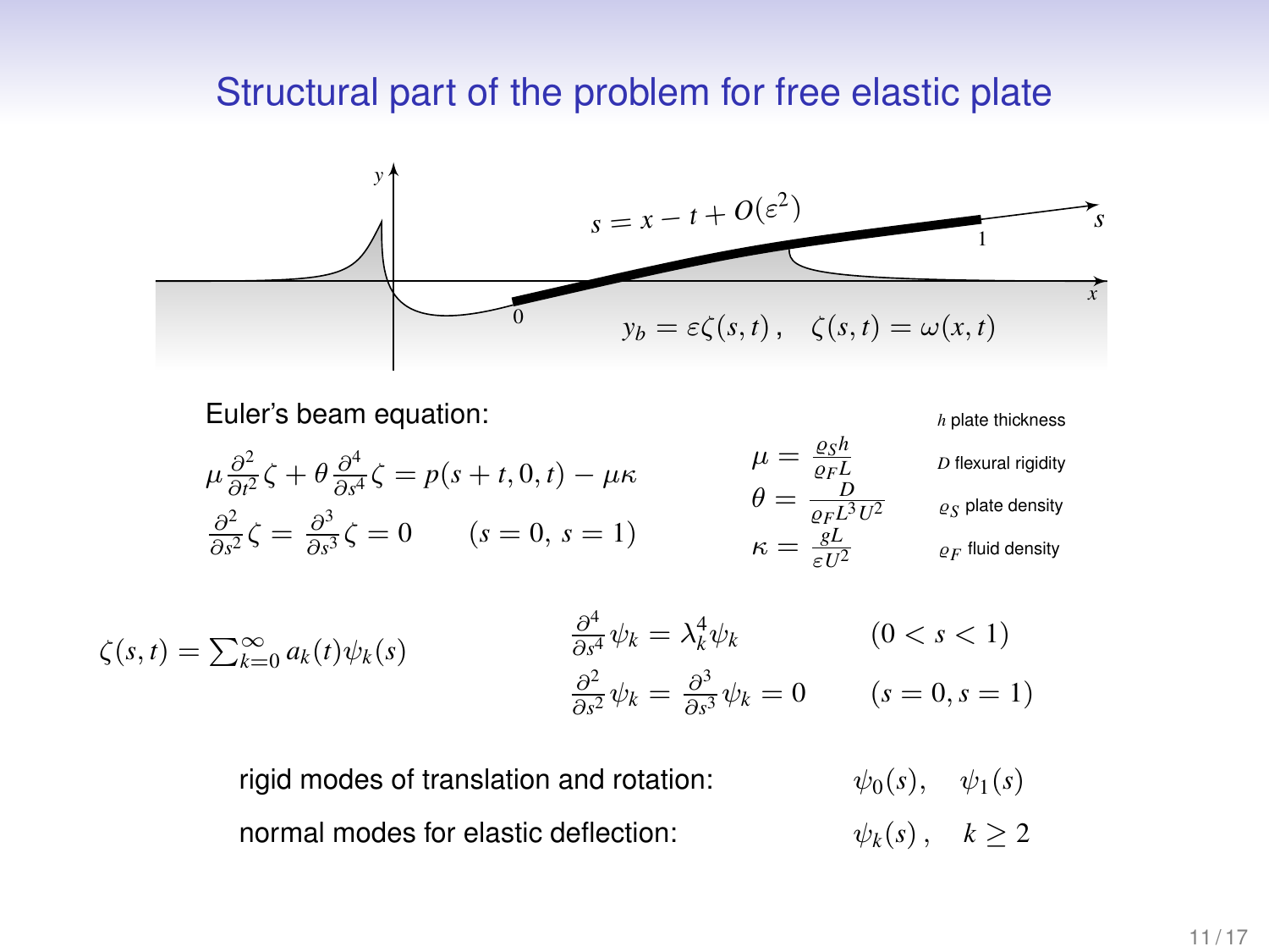# Structural part of the problem for free elastic plate

$s = x - t + O(\varepsilon^2)$

$y_b = \varepsilon\zeta(s,t)\,, \quad \zeta(s,t) = \omega(x,t)$

Euler's beam equation:

$$\mu \frac{\partial^2}{\partial t^2}\zeta + \theta \frac{\partial^4}{\partial s^4}\zeta = p(s+t,0,t) - \mu\kappa$$

$$\frac{\partial^2}{\partial s^2}\zeta = \frac{\partial^3}{\partial s^3}\zeta = 0 \qquad (s=0,\ s=1)$$

$$\mu = \frac{\varrho_S h}{\varrho_F L} \qquad \theta = \frac{D}{\varrho_F L^3 U^2} \qquad \kappa = \frac{gL}{\varepsilon U^2}$$

- $h$ plate thickness
- $D$ flexural rigidity
- $\varrho_S$ plate density
- $\varrho_F$ fluid density

$$\zeta(s,t) = \sum_{k=0}^{\infty} a_k(t)\psi_k(s)$$

$$\frac{\partial^4}{\partial s^4}\psi_k = \lambda_k^4 \psi_k \qquad (0 < s < 1)$$

$$\frac{\partial^2}{\partial s^2}\psi_k = \frac{\partial^3}{\partial s^3}\psi_k = 0 \qquad (s=0, s=1)$$

rigid modes of translation and rotation: $\psi_0(s), \quad \psi_1(s)$

normal modes for elastic deflection: $\psi_k(s)\,, \quad k \geq 2$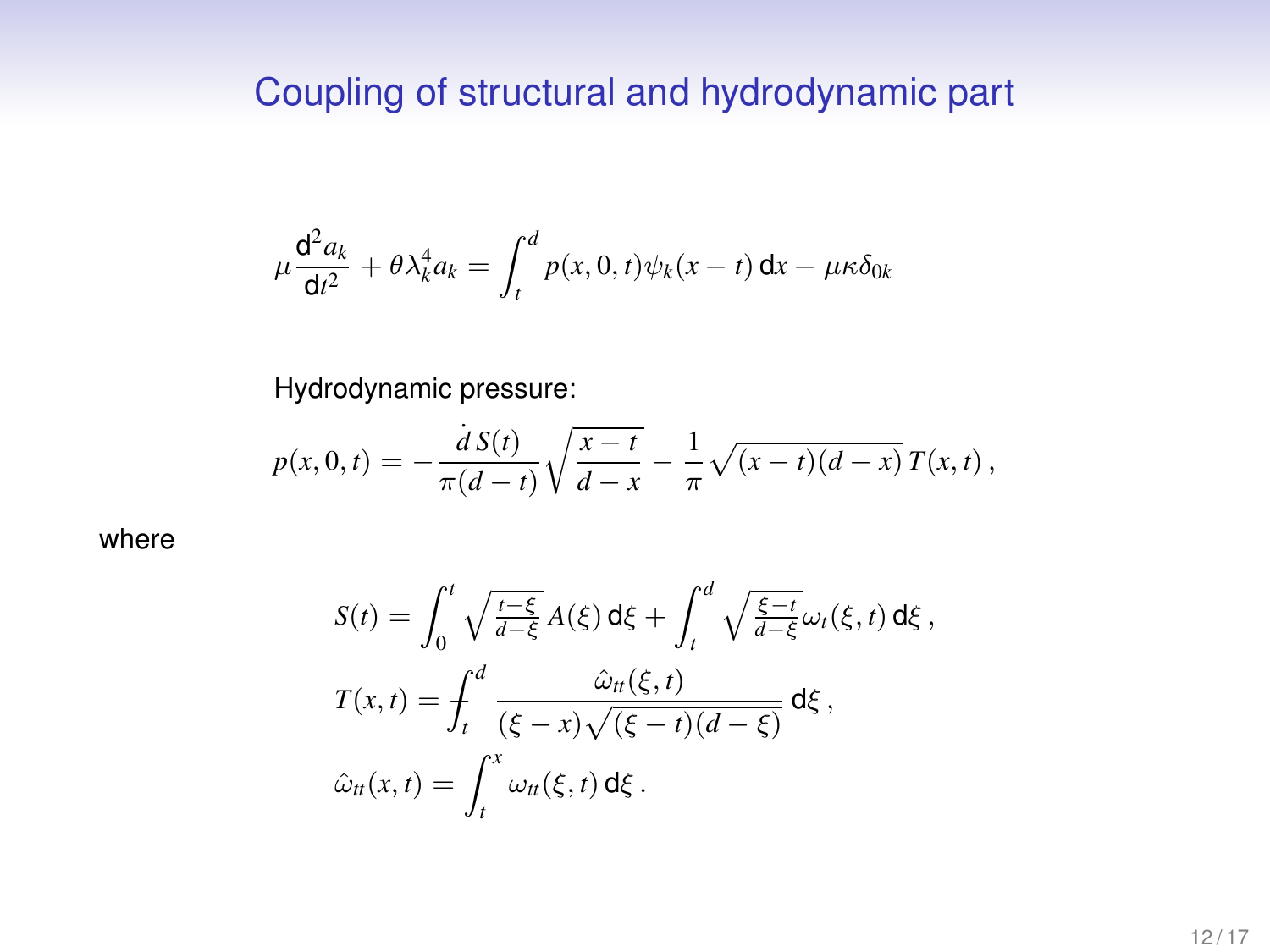# Coupling of structural and hydrodynamic part

$$\mu \frac{\mathrm{d}^2 a_k}{\mathrm{d}t^2} + \theta \lambda_k^4 a_k = \int_t^d p(x,0,t)\psi_k(x-t)\,\mathrm{d}x - \mu\kappa\delta_{0k}$$

Hydrodynamic pressure:

$$p(x,0,t) = -\frac{\dot{d}\,S(t)}{\pi(d-t)}\sqrt{\frac{x-t}{d-x}} - \frac{1}{\pi}\sqrt{(x-t)(d-x)}\,T(x,t)\,,$$

where

$$S(t) = \int_0^t \sqrt{\tfrac{t-\xi}{d-\xi}}\,A(\xi)\,\mathrm{d}\xi + \int_t^d \sqrt{\tfrac{\xi-t}{d-\xi}}\,\omega_t(\xi,t)\,\mathrm{d}\xi\,,$$

$$T(x,t) = \fint_t^d \frac{\hat{\omega}_{tt}(\xi,t)}{(\xi-x)\sqrt{(\xi-t)(d-\xi)}}\,\mathrm{d}\xi\,,$$

$$\hat{\omega}_{tt}(x,t) = \int_t^x \omega_{tt}(\xi,t)\,\mathrm{d}\xi\,.$$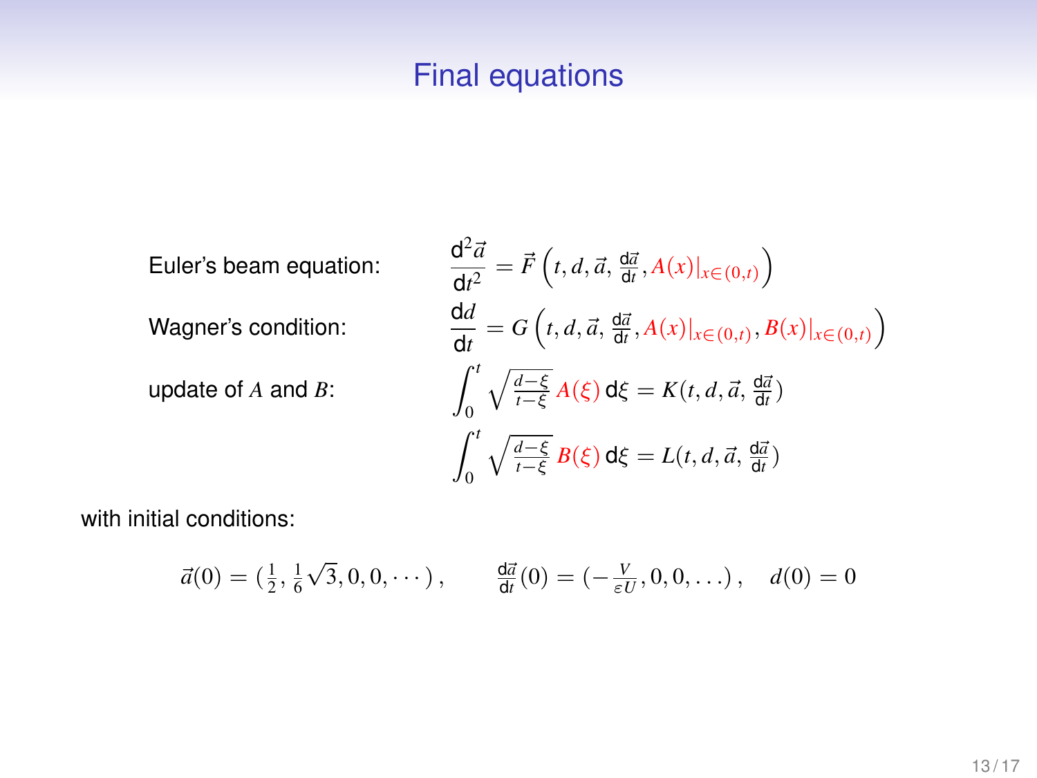# Final equations

Euler's beam equation:

$$\frac{\mathrm{d}^2\vec{a}}{\mathrm{d}t^2} = \vec{F}\left(t, d, \vec{a}, \tfrac{\mathrm{d}\vec{a}}{\mathrm{d}t}, A(x)|_{x\in(0,t)}\right)$$

Wagner's condition:

$$\frac{\mathrm{d}d}{\mathrm{d}t} = G\left(t, d, \vec{a}, \tfrac{\mathrm{d}\vec{a}}{\mathrm{d}t}, A(x)|_{x\in(0,t)}, B(x)|_{x\in(0,t)}\right)$$

update of $A$ and $B$:

$$\int_0^t \sqrt{\tfrac{d-\xi}{t-\xi}}\, A(\xi)\,\mathrm{d}\xi = K(t, d, \vec{a}, \tfrac{\mathrm{d}\vec{a}}{\mathrm{d}t})$$

$$\int_0^t \sqrt{\tfrac{d-\xi}{t-\xi}}\, B(\xi)\,\mathrm{d}\xi = L(t, d, \vec{a}, \tfrac{\mathrm{d}\vec{a}}{\mathrm{d}t})$$

with initial conditions:

$$\vec{a}(0) = (\tfrac{1}{2}, \tfrac{1}{6}\sqrt{3}, 0, 0, \cdots), \qquad \tfrac{\mathrm{d}\vec{a}}{\mathrm{d}t}(0) = (-\tfrac{V}{\varepsilon U}, 0, 0, \ldots), \quad d(0) = 0$$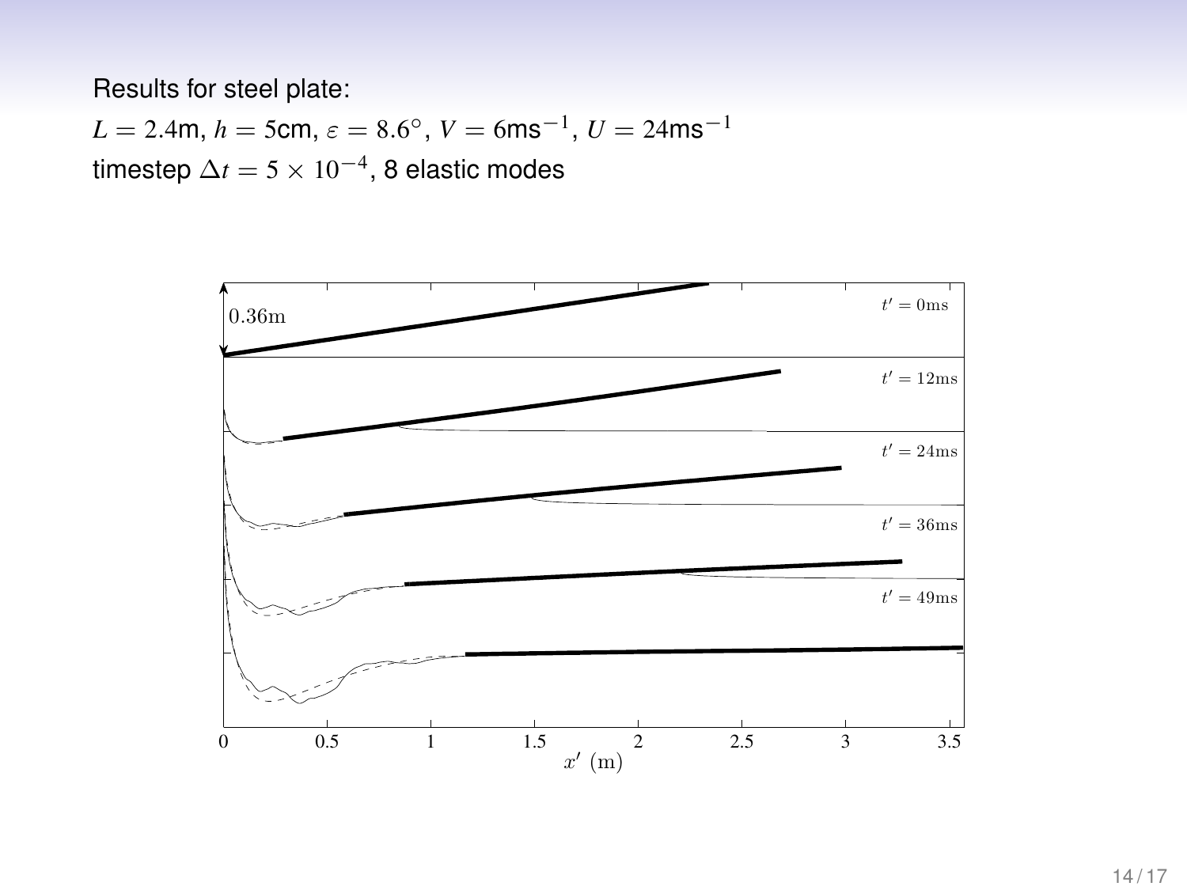Results for steel plate:

$L = 2.4$m, $h = 5$cm, $\varepsilon = 8.6^{\circ}$, $V = 6$ms$^{-1}$, $U = 24$ms$^{-1}$

timestep $\Delta t = 5 \times 10^{-4}$, 8 elastic modes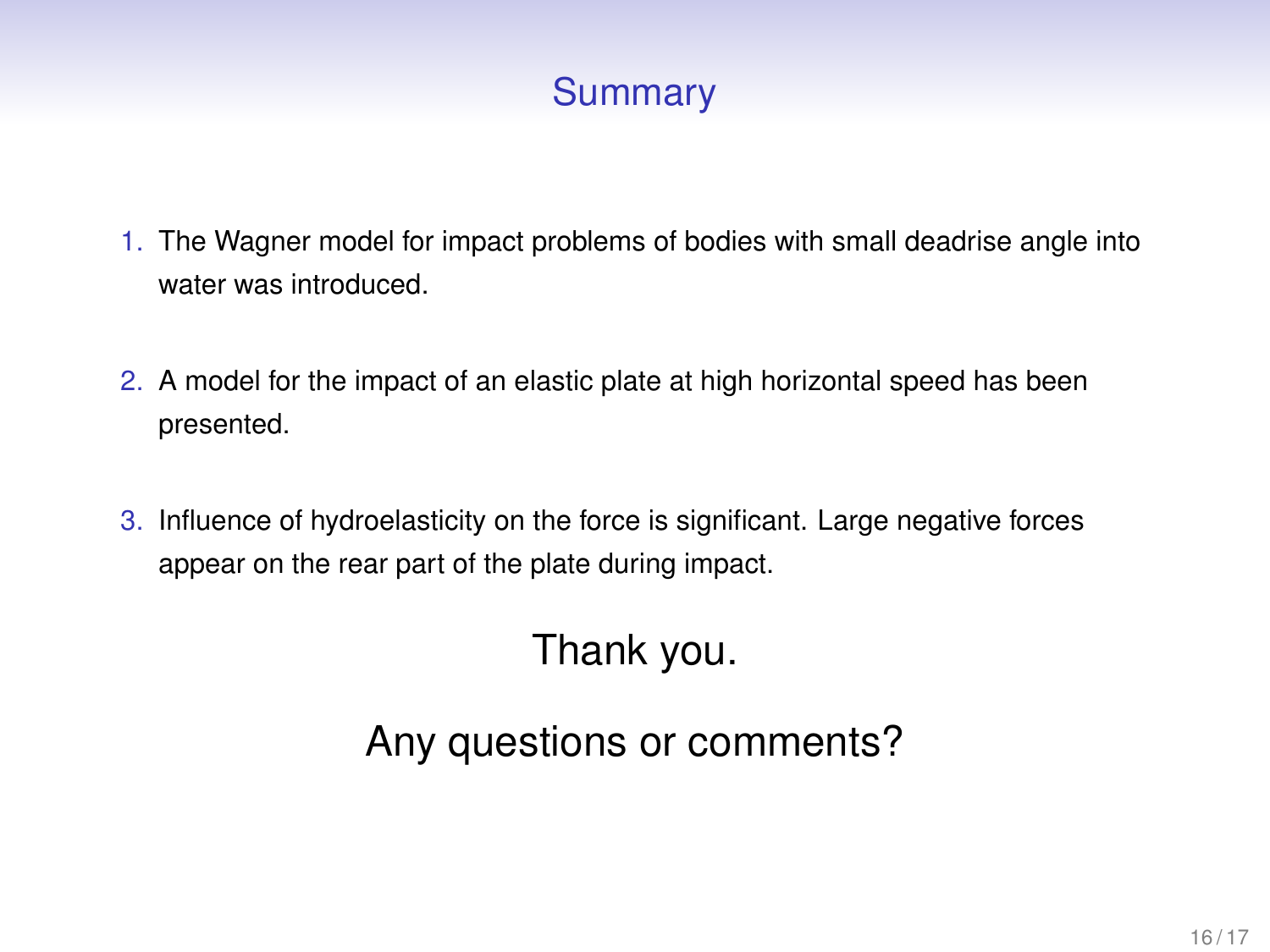# Summary

1. The Wagner model for impact problems of bodies with small deadrise angle into water was introduced.
2. A model for the impact of an elastic plate at high horizontal speed has been presented.
3. Influence of hydroelasticity on the force is significant. Large negative forces appear on the rear part of the plate during impact.

Thank you.

Any questions or comments?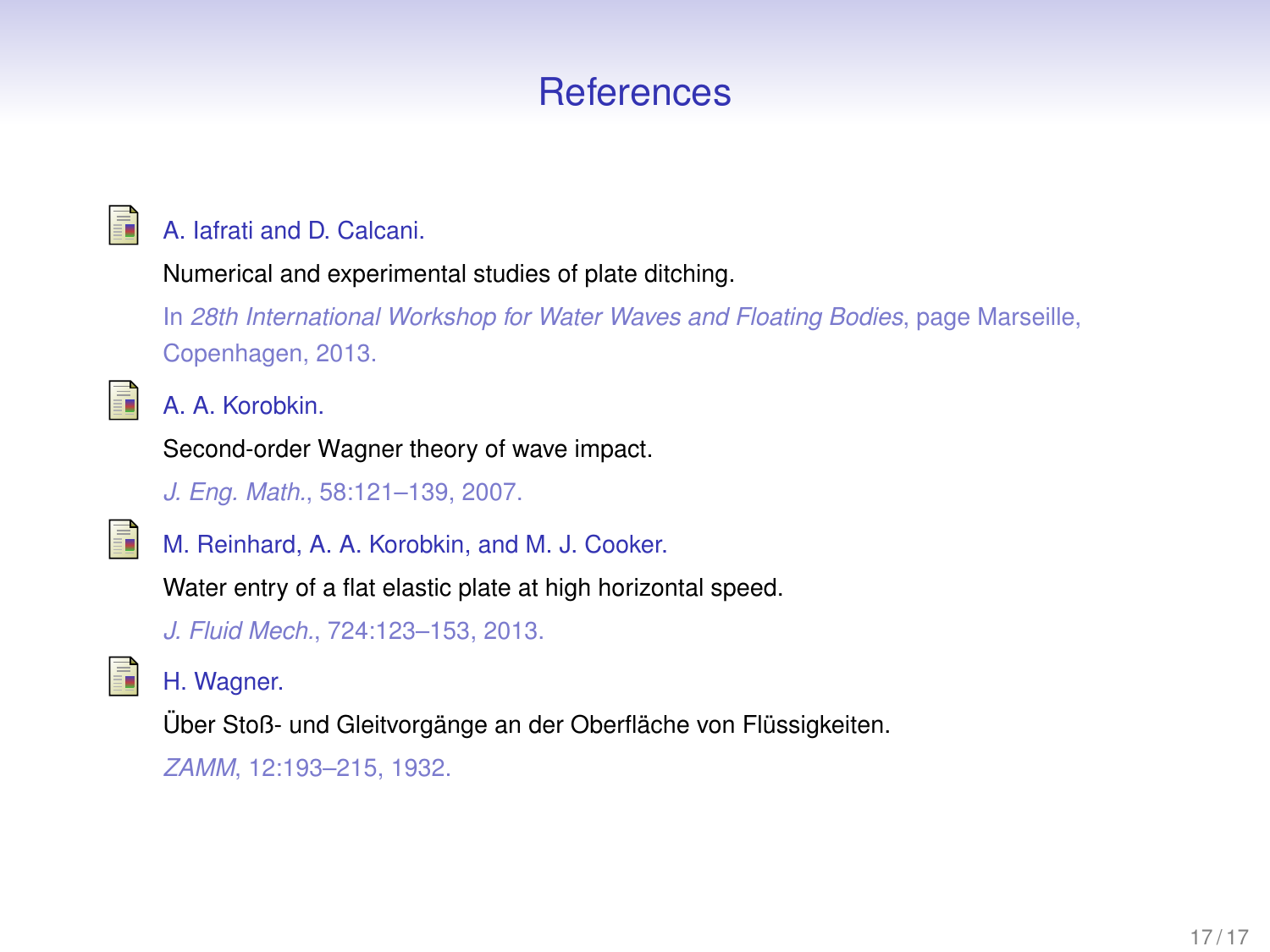# References

- A. Iafrati and D. Calcani.

  Numerical and experimental studies of plate ditching.

  In *28th International Workshop for Water Waves and Floating Bodies*, page Marseille, Copenhagen, 2013.

- A. A. Korobkin.

  Second-order Wagner theory of wave impact.

  *J. Eng. Math.*, 58:121–139, 2007.

- M. Reinhard, A. A. Korobkin, and M. J. Cooker.

  Water entry of a flat elastic plate at high horizontal speed.

  *J. Fluid Mech.*, 724:123–153, 2013.

- H. Wagner.

  Über Stoß- und Gleitvorgänge an der Oberfläche von Flüssigkeiten.

  *ZAMM*, 12:193–215, 1932.